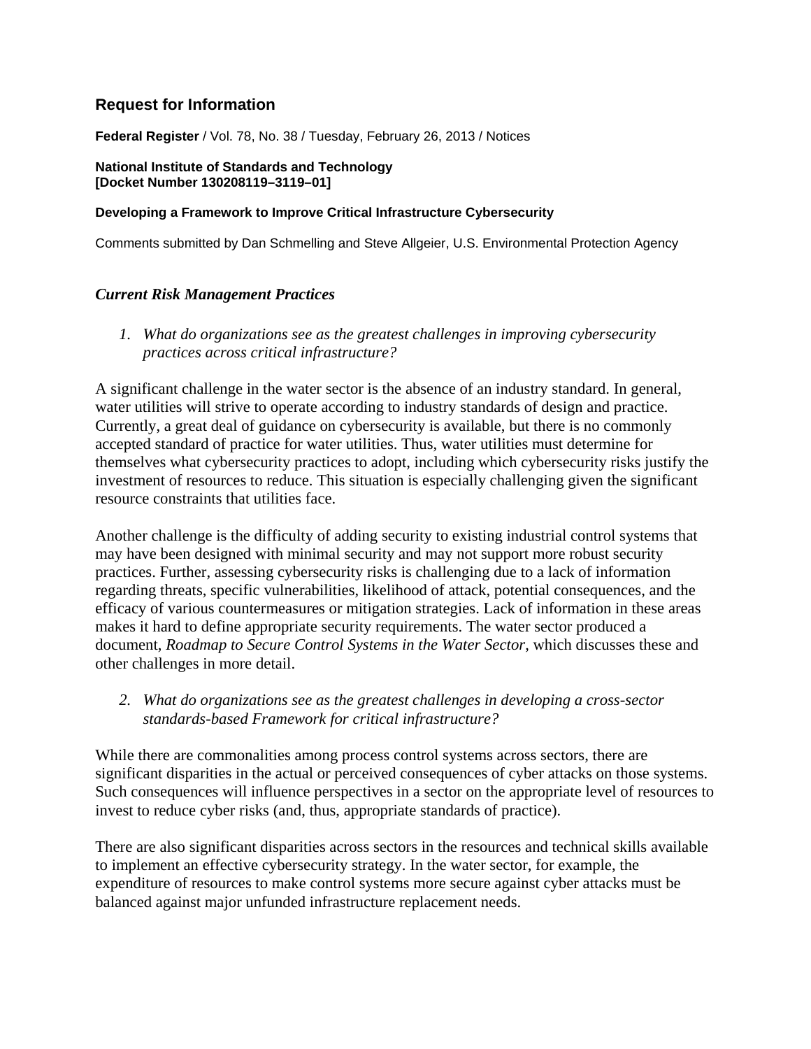## Request for Information

**Federal Register** / Vol. 78, No. 38 / Tuesday, February 26, 2013 / Notices

**National Institute of Standards and Technology**
**[Docket Number 130208119–3119–01]**

**Developing a Framework to Improve Critical Infrastructure Cybersecurity**

Comments submitted by Dan Schmelling and Steve Allgeier, U.S. Environmental Protection Agency

### *Current Risk Management Practices*

1. *What do organizations see as the greatest challenges in improving cybersecurity practices across critical infrastructure?*

A significant challenge in the water sector is the absence of an industry standard. In general, water utilities will strive to operate according to industry standards of design and practice. Currently, a great deal of guidance on cybersecurity is available, but there is no commonly accepted standard of practice for water utilities. Thus, water utilities must determine for themselves what cybersecurity practices to adopt, including which cybersecurity risks justify the investment of resources to reduce. This situation is especially challenging given the significant resource constraints that utilities face.

Another challenge is the difficulty of adding security to existing industrial control systems that may have been designed with minimal security and may not support more robust security practices. Further, assessing cybersecurity risks is challenging due to a lack of information regarding threats, specific vulnerabilities, likelihood of attack, potential consequences, and the efficacy of various countermeasures or mitigation strategies. Lack of information in these areas makes it hard to define appropriate security requirements. The water sector produced a document, *Roadmap to Secure Control Systems in the Water Sector*, which discusses these and other challenges in more detail.

2. *What do organizations see as the greatest challenges in developing a cross-sector standards-based Framework for critical infrastructure?*

While there are commonalities among process control systems across sectors, there are significant disparities in the actual or perceived consequences of cyber attacks on those systems. Such consequences will influence perspectives in a sector on the appropriate level of resources to invest to reduce cyber risks (and, thus, appropriate standards of practice).

There are also significant disparities across sectors in the resources and technical skills available to implement an effective cybersecurity strategy. In the water sector, for example, the expenditure of resources to make control systems more secure against cyber attacks must be balanced against major unfunded infrastructure replacement needs.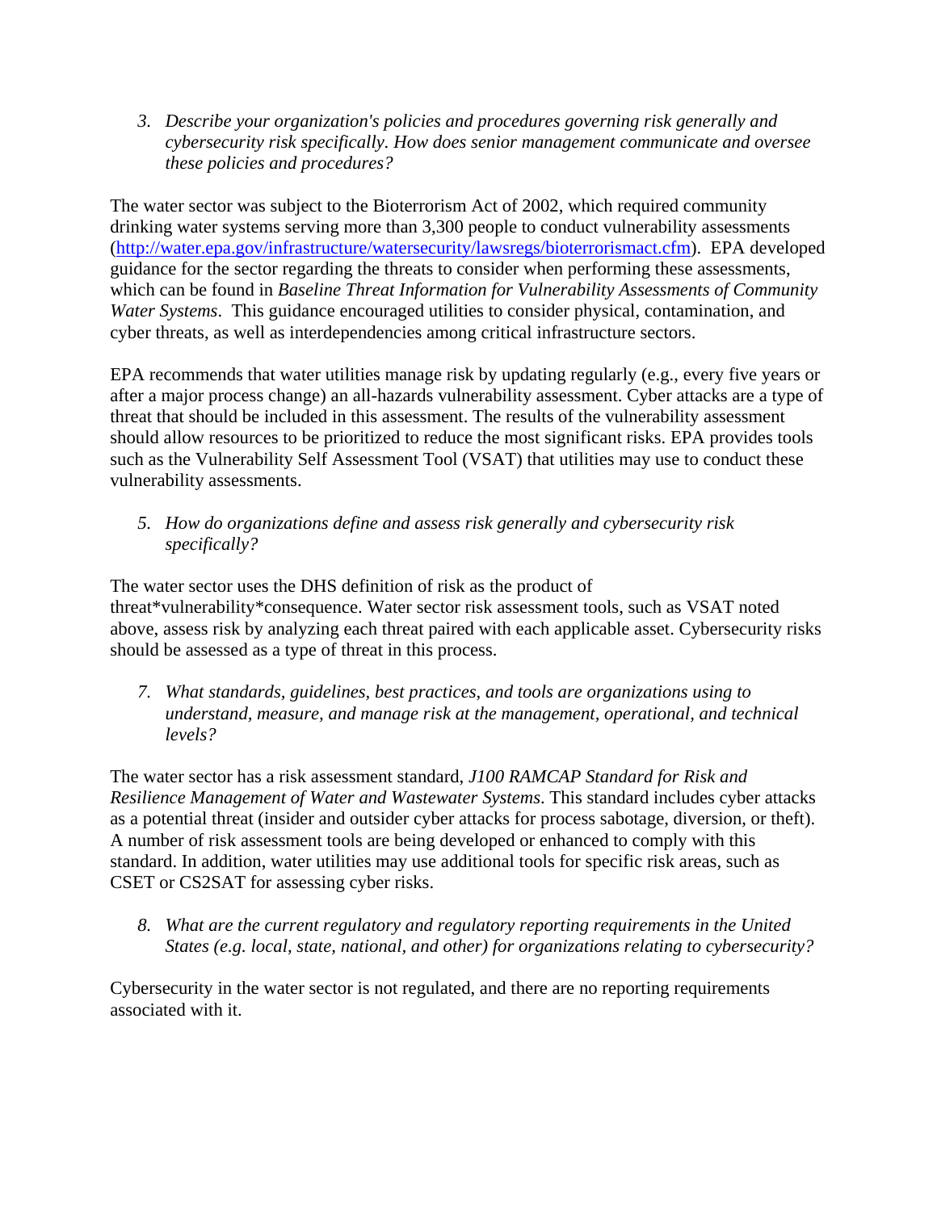3. *Describe your organization's policies and procedures governing risk generally and cybersecurity risk specifically. How does senior management communicate and oversee these policies and procedures?*

The water sector was subject to the Bioterrorism Act of 2002, which required community drinking water systems serving more than 3,300 people to conduct vulnerability assessments ([http://water.epa.gov/infrastructure/watersecurity/lawsregs/bioterrorismact.cfm](http://water.epa.gov/infrastructure/watersecurity/lawsregs/bioterrorismact.cfm)). EPA developed guidance for the sector regarding the threats to consider when performing these assessments, which can be found in *Baseline Threat Information for Vulnerability Assessments of Community Water Systems*. This guidance encouraged utilities to consider physical, contamination, and cyber threats, as well as interdependencies among critical infrastructure sectors.

EPA recommends that water utilities manage risk by updating regularly (e.g., every five years or after a major process change) an all-hazards vulnerability assessment. Cyber attacks are a type of threat that should be included in this assessment. The results of the vulnerability assessment should allow resources to be prioritized to reduce the most significant risks. EPA provides tools such as the Vulnerability Self Assessment Tool (VSAT) that utilities may use to conduct these vulnerability assessments.

5. *How do organizations define and assess risk generally and cybersecurity risk specifically?*

The water sector uses the DHS definition of risk as the product of threat*vulnerability*consequence. Water sector risk assessment tools, such as VSAT noted above, assess risk by analyzing each threat paired with each applicable asset. Cybersecurity risks should be assessed as a type of threat in this process.

7. *What standards, guidelines, best practices, and tools are organizations using to understand, measure, and manage risk at the management, operational, and technical levels?*

The water sector has a risk assessment standard, *J100 RAMCAP Standard for Risk and Resilience Management of Water and Wastewater Systems*. This standard includes cyber attacks as a potential threat (insider and outsider cyber attacks for process sabotage, diversion, or theft). A number of risk assessment tools are being developed or enhanced to comply with this standard. In addition, water utilities may use additional tools for specific risk areas, such as CSET or CS2SAT for assessing cyber risks.

8. *What are the current regulatory and regulatory reporting requirements in the United States (e.g. local, state, national, and other) for organizations relating to cybersecurity?*

Cybersecurity in the water sector is not regulated, and there are no reporting requirements associated with it.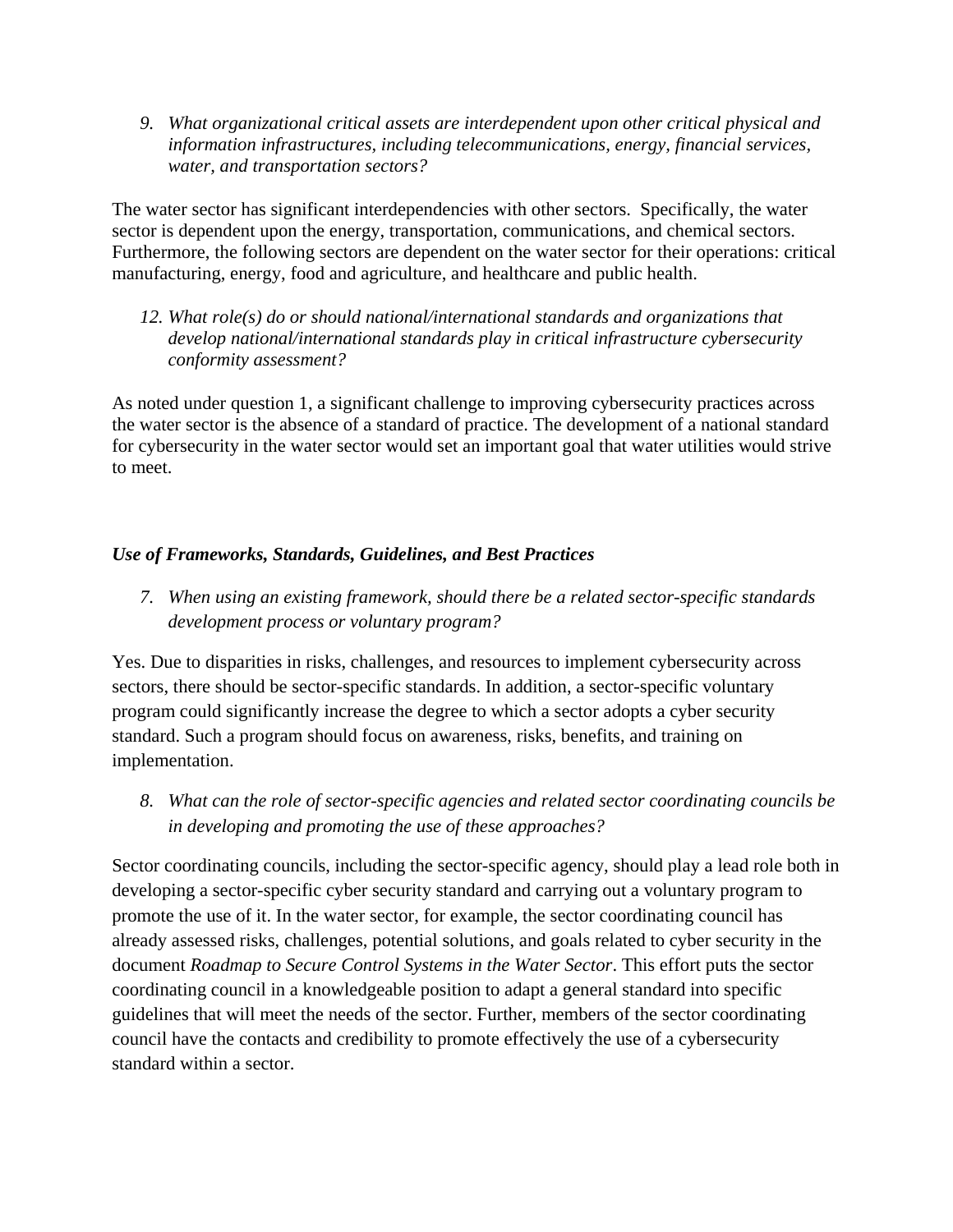9. *What organizational critical assets are interdependent upon other critical physical and information infrastructures, including telecommunications, energy, financial services, water, and transportation sectors?*

The water sector has significant interdependencies with other sectors. Specifically, the water sector is dependent upon the energy, transportation, communications, and chemical sectors. Furthermore, the following sectors are dependent on the water sector for their operations: critical manufacturing, energy, food and agriculture, and healthcare and public health.

12. *What role(s) do or should national/international standards and organizations that develop national/international standards play in critical infrastructure cybersecurity conformity assessment?*

As noted under question 1, a significant challenge to improving cybersecurity practices across the water sector is the absence of a standard of practice. The development of a national standard for cybersecurity in the water sector would set an important goal that water utilities would strive to meet.

***Use of Frameworks, Standards, Guidelines, and Best Practices***

7. *When using an existing framework, should there be a related sector-specific standards development process or voluntary program?*

Yes. Due to disparities in risks, challenges, and resources to implement cybersecurity across sectors, there should be sector-specific standards. In addition, a sector-specific voluntary program could significantly increase the degree to which a sector adopts a cyber security standard. Such a program should focus on awareness, risks, benefits, and training on implementation.

8. *What can the role of sector-specific agencies and related sector coordinating councils be in developing and promoting the use of these approaches?*

Sector coordinating councils, including the sector-specific agency, should play a lead role both in developing a sector-specific cyber security standard and carrying out a voluntary program to promote the use of it. In the water sector, for example, the sector coordinating council has already assessed risks, challenges, potential solutions, and goals related to cyber security in the document *Roadmap to Secure Control Systems in the Water Sector*. This effort puts the sector coordinating council in a knowledgeable position to adapt a general standard into specific guidelines that will meet the needs of the sector. Further, members of the sector coordinating council have the contacts and credibility to promote effectively the use of a cybersecurity standard within a sector.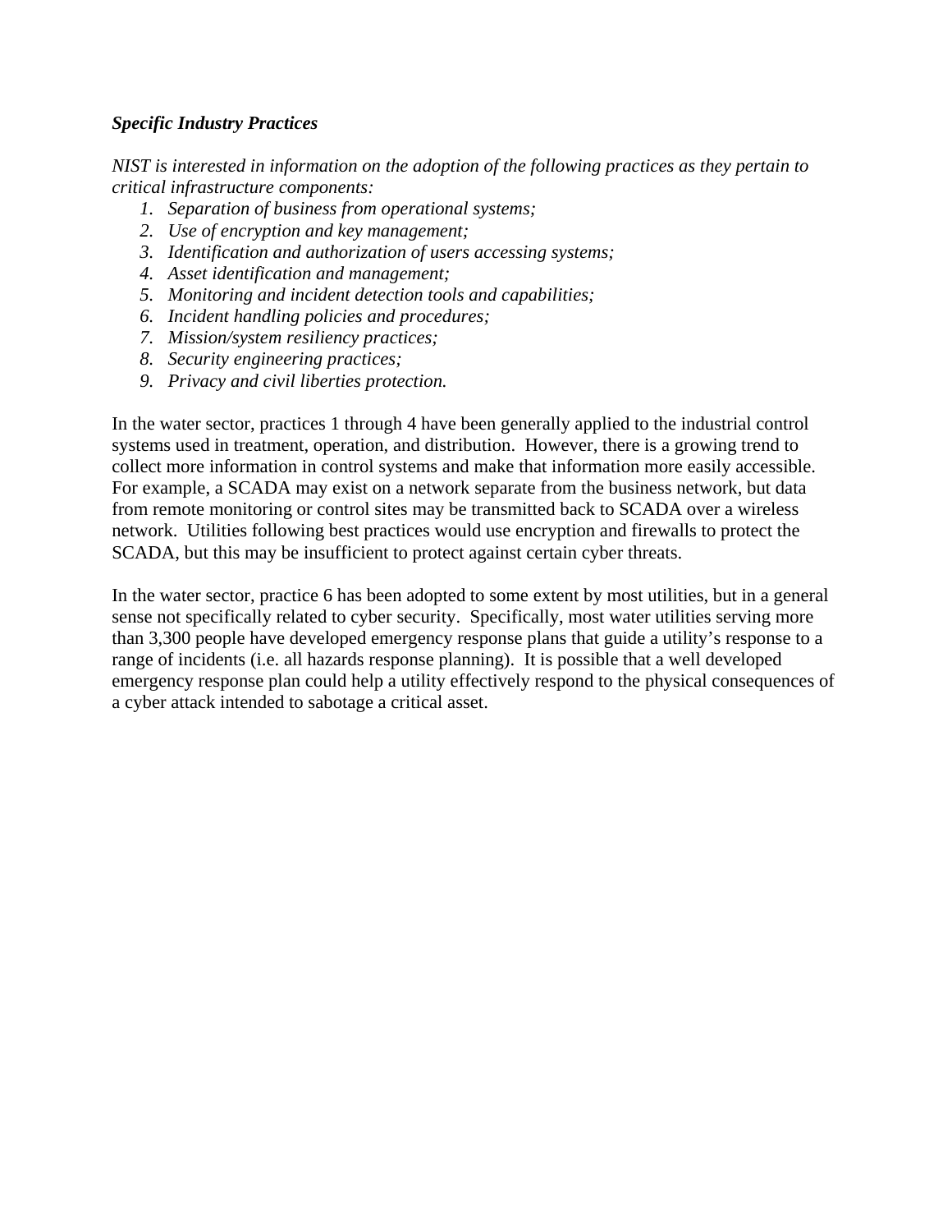***Specific Industry Practices***

*NIST is interested in information on the adoption of the following practices as they pertain to critical infrastructure components:*

1. *Separation of business from operational systems;*
2. *Use of encryption and key management;*
3. *Identification and authorization of users accessing systems;*
4. *Asset identification and management;*
5. *Monitoring and incident detection tools and capabilities;*
6. *Incident handling policies and procedures;*
7. *Mission/system resiliency practices;*
8. *Security engineering practices;*
9. *Privacy and civil liberties protection.*

In the water sector, practices 1 through 4 have been generally applied to the industrial control systems used in treatment, operation, and distribution. However, there is a growing trend to collect more information in control systems and make that information more easily accessible. For example, a SCADA may exist on a network separate from the business network, but data from remote monitoring or control sites may be transmitted back to SCADA over a wireless network. Utilities following best practices would use encryption and firewalls to protect the SCADA, but this may be insufficient to protect against certain cyber threats.

In the water sector, practice 6 has been adopted to some extent by most utilities, but in a general sense not specifically related to cyber security. Specifically, most water utilities serving more than 3,300 people have developed emergency response plans that guide a utility's response to a range of incidents (i.e. all hazards response planning). It is possible that a well developed emergency response plan could help a utility effectively respond to the physical consequences of a cyber attack intended to sabotage a critical asset.